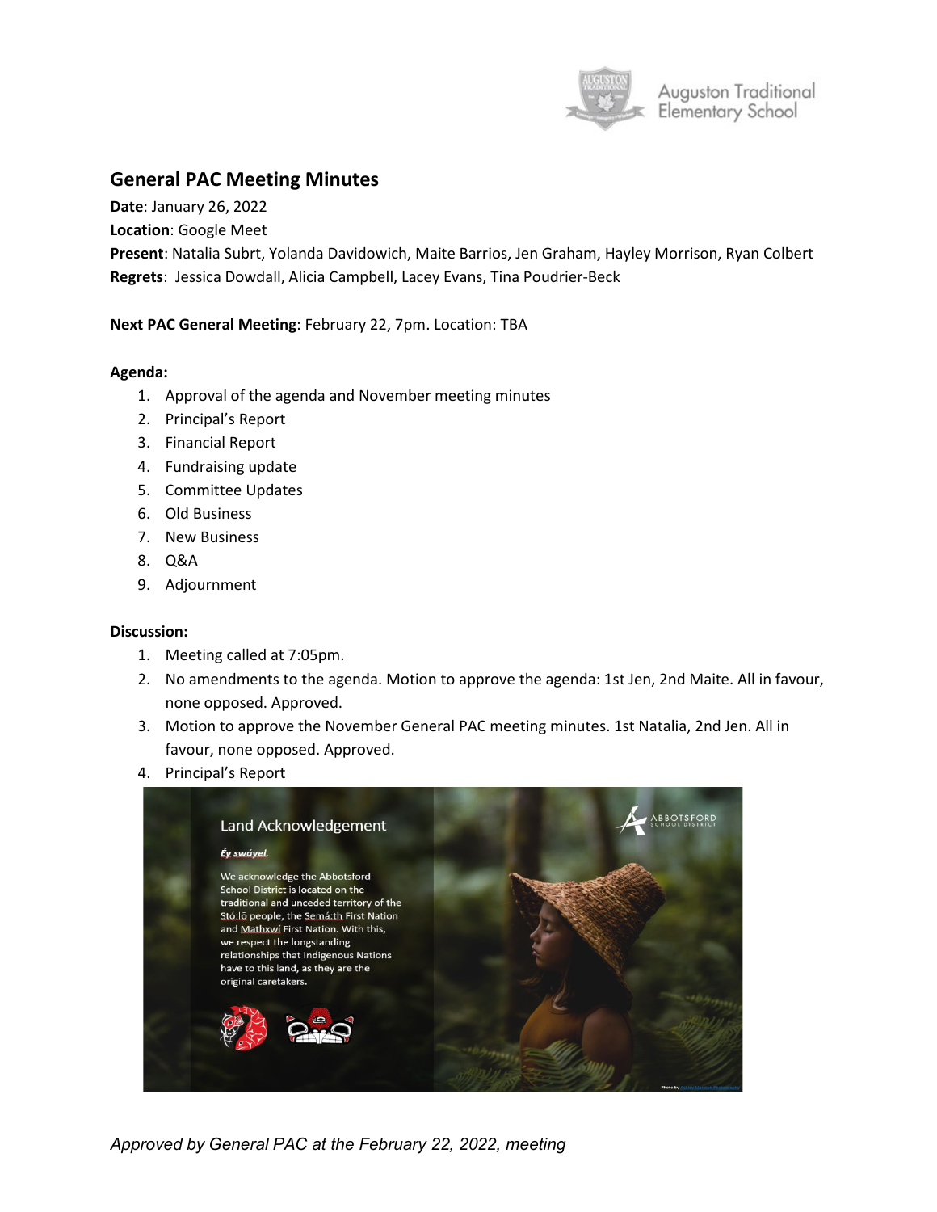## General PAC Meeting Minutes

**Date**: January 26, 2022

**Location**: Google Meet

**Present**: Natalia Subrt, Yolanda Davidowich, Maite Barrios, Jen Graham, Hayley Morrison, Ryan Colbert

**Regrets**: Jessica Dowdall, Alicia Campbell, Lacey Evans, Tina Poudrier-Beck

**Next PAC General Meeting**: February 22, 7pm. Location: TBA

**Agenda:**

1. Approval of the agenda and November meeting minutes
2. Principal's Report
3. Financial Report
4. Fundraising update
5. Committee Updates
6. Old Business
7. New Business
8. Q&A
9. Adjournment

**Discussion:**

1. Meeting called at 7:05pm.
2. No amendments to the agenda. Motion to approve the agenda: 1st Jen, 2nd Maite. All in favour, none opposed. Approved.
3. Motion to approve the November General PAC meeting minutes. 1st Natalia, 2nd Jen. All in favour, none opposed. Approved.
4. Principal's Report

Land Acknowledgement

*Éy swáyel.*

We acknowledge the Abbotsford School District is located on the traditional and unceded territory of the Stó:lō people, the Semá:th First Nation and Mathxwí First Nation. With this, we respect the longstanding relationships that Indigenous Nations have to this land, as they are the original caretakers.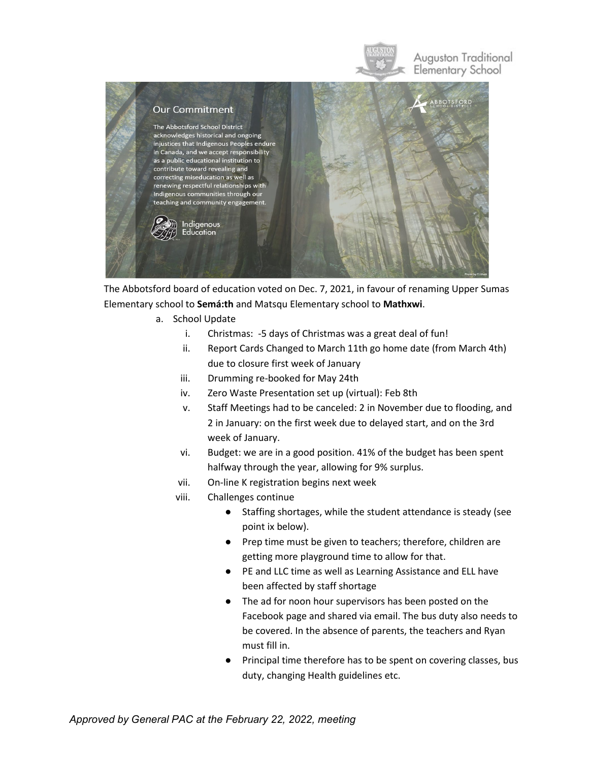The Abbotsford board of education voted on Dec. 7, 2021, in favour of renaming Upper Sumas Elementary school to **Semá:th** and Matsqu Elementary school to **Mathxwi**.

a. School Update
   i. Christmas: -5 days of Christmas was a great deal of fun!
   ii. Report Cards Changed to March 11th go home date (from March 4th) due to closure first week of January
   iii. Drumming re-booked for May 24th
   iv. Zero Waste Presentation set up (virtual): Feb 8th
   v. Staff Meetings had to be canceled: 2 in November due to flooding, and 2 in January: on the first week due to delayed start, and on the 3rd week of January.
   vi. Budget: we are in a good position. 41% of the budget has been spent halfway through the year, allowing for 9% surplus.
   vii. On-line K registration begins next week
   viii. Challenges continue
      - Staffing shortages, while the student attendance is steady (see point ix below).
      - Prep time must be given to teachers; therefore, children are getting more playground time to allow for that.
      - PE and LLC time as well as Learning Assistance and ELL have been affected by staff shortage
      - The ad for noon hour supervisors has been posted on the Facebook page and shared via email. The bus duty also needs to be covered. In the absence of parents, the teachers and Ryan must fill in.
      - Principal time therefore has to be spent on covering classes, bus duty, changing Health guidelines etc.

*Approved by General PAC at the February 22, 2022, meeting*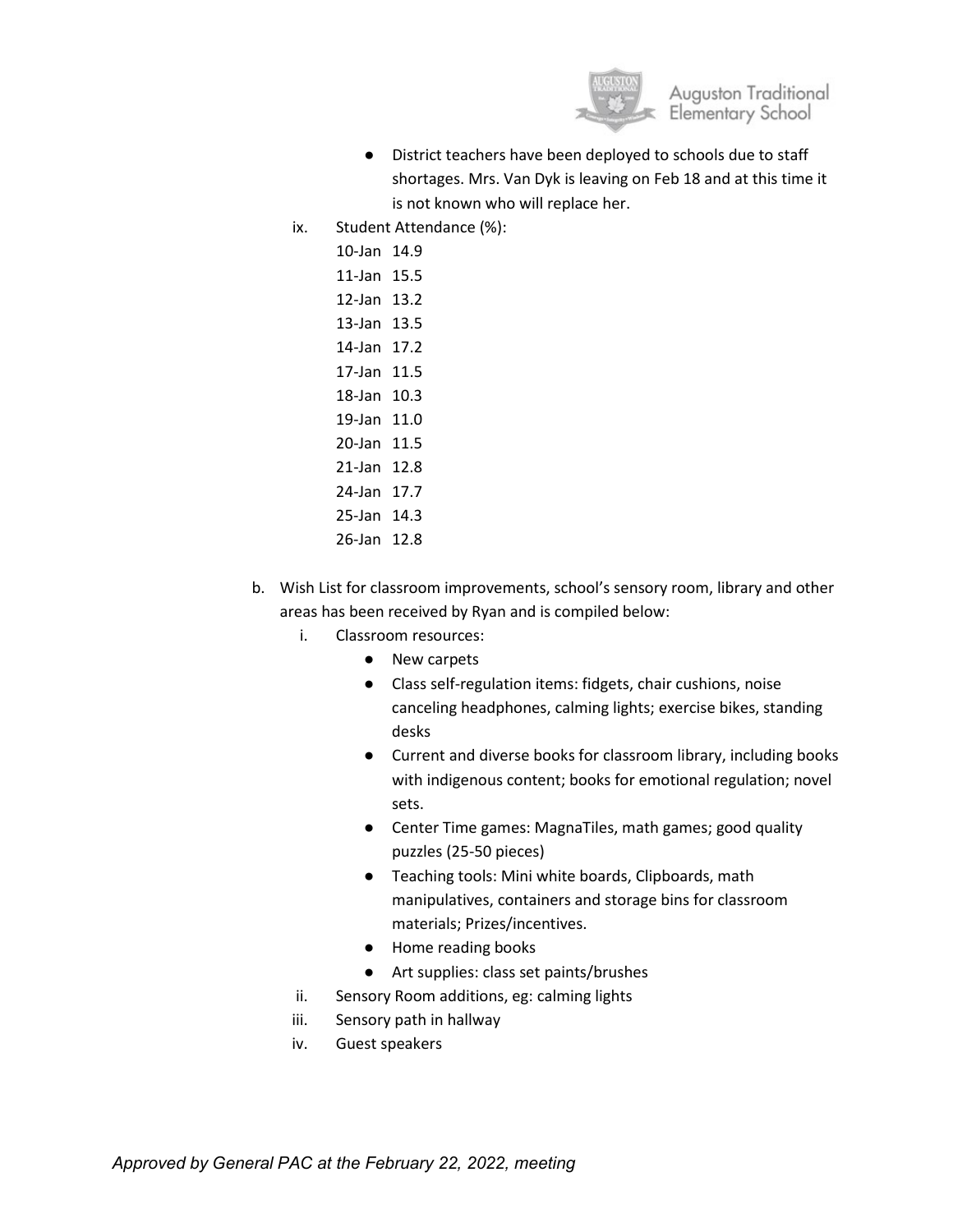- District teachers have been deployed to schools due to staff shortages. Mrs. Van Dyk is leaving on Feb 18 and at this time it is not known who will replace her.

ix. Student Attendance (%):

10-Jan 14.9
11-Jan 15.5
12-Jan 13.2
13-Jan 13.5
14-Jan 17.2
17-Jan 11.5
18-Jan 10.3
19-Jan 11.0
20-Jan 11.5
21-Jan 12.8
24-Jan 17.7
25-Jan 14.3
26-Jan 12.8

b. Wish List for classroom improvements, school's sensory room, library and other areas has been received by Ryan and is compiled below:

i. Classroom resources:
   - New carpets
   - Class self-regulation items: fidgets, chair cushions, noise canceling headphones, calming lights; exercise bikes, standing desks
   - Current and diverse books for classroom library, including books with indigenous content; books for emotional regulation; novel sets.
   - Center Time games: MagnaTiles, math games; good quality puzzles (25-50 pieces)
   - Teaching tools: Mini white boards, Clipboards, math manipulatives, containers and storage bins for classroom materials; Prizes/incentives.
   - Home reading books
   - Art supplies: class set paints/brushes

ii. Sensory Room additions, eg: calming lights

iii. Sensory path in hallway

iv. Guest speakers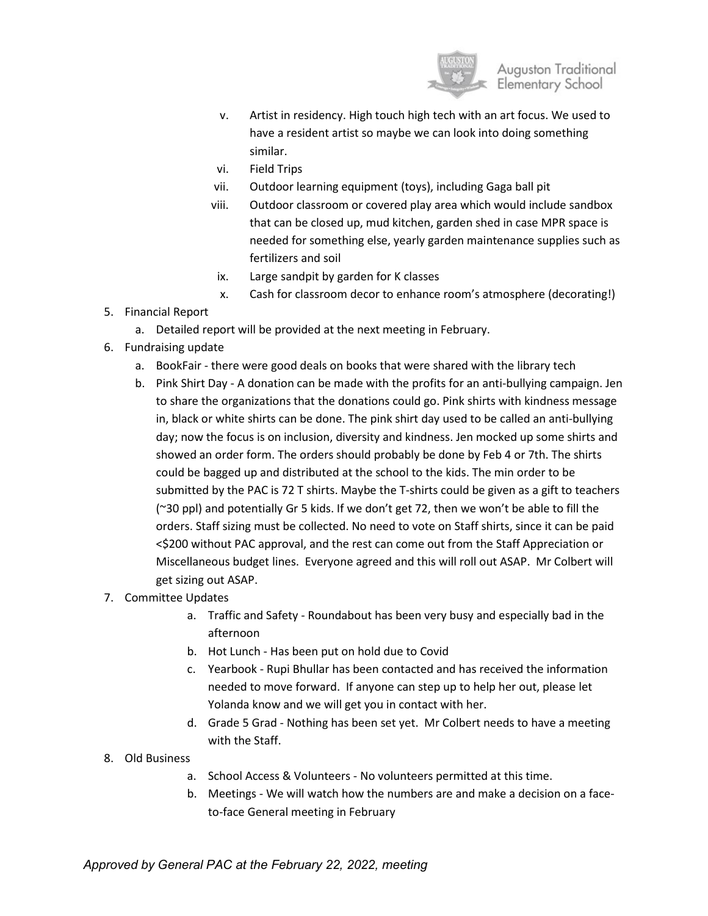v. Artist in residency. High touch high tech with an art focus. We used to have a resident artist so maybe we can look into doing something similar.

vi. Field Trips

vii. Outdoor learning equipment (toys), including Gaga ball pit

viii. Outdoor classroom or covered play area which would include sandbox that can be closed up, mud kitchen, garden shed in case MPR space is needed for something else, yearly garden maintenance supplies such as fertilizers and soil

ix. Large sandpit by garden for K classes

x. Cash for classroom decor to enhance room's atmosphere (decorating!)

5. Financial Report
   a. Detailed report will be provided at the next meeting in February.
6. Fundraising update
   a. BookFair - there were good deals on books that were shared with the library tech
   b. Pink Shirt Day - A donation can be made with the profits for an anti-bullying campaign. Jen to share the organizations that the donations could go. Pink shirts with kindness message in, black or white shirts can be done. The pink shirt day used to be called an anti-bullying day; now the focus is on inclusion, diversity and kindness. Jen mocked up some shirts and showed an order form. The orders should probably be done by Feb 4 or 7th. The shirts could be bagged up and distributed at the school to the kids. The min order to be submitted by the PAC is 72 T shirts. Maybe the T-shirts could be given as a gift to teachers (~30 ppl) and potentially Gr 5 kids. If we don't get 72, then we won't be able to fill the orders. Staff sizing must be collected. No need to vote on Staff shirts, since it can be paid <$200 without PAC approval, and the rest can come out from the Staff Appreciation or Miscellaneous budget lines. Everyone agreed and this will roll out ASAP. Mr Colbert will get sizing out ASAP.
7. Committee Updates
   a. Traffic and Safety - Roundabout has been very busy and especially bad in the afternoon
   b. Hot Lunch - Has been put on hold due to Covid
   c. Yearbook - Rupi Bhullar has been contacted and has received the information needed to move forward. If anyone can step up to help her out, please let Yolanda know and we will get you in contact with her.
   d. Grade 5 Grad - Nothing has been set yet. Mr Colbert needs to have a meeting with the Staff.
8. Old Business
   a. School Access & Volunteers - No volunteers permitted at this time.
   b. Meetings - We will watch how the numbers are and make a decision on a face-to-face General meeting in February

*Approved by General PAC at the February 22, 2022, meeting*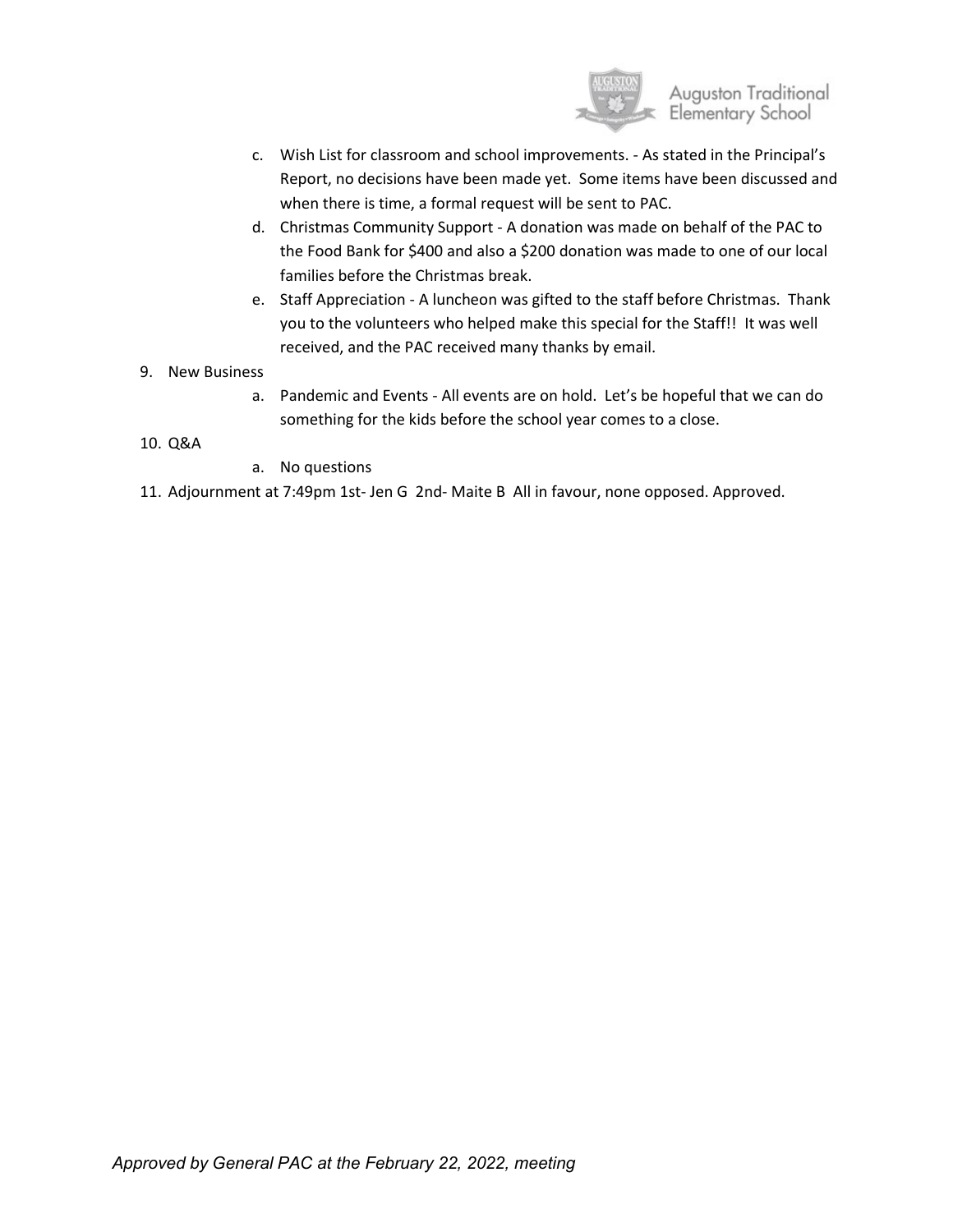c. Wish List for classroom and school improvements. - As stated in the Principal's Report, no decisions have been made yet. Some items have been discussed and when there is time, a formal request will be sent to PAC.
d. Christmas Community Support - A donation was made on behalf of the PAC to the Food Bank for $400 and also a $200 donation was made to one of our local families before the Christmas break.
e. Staff Appreciation - A luncheon was gifted to the staff before Christmas. Thank you to the volunteers who helped make this special for the Staff!! It was well received, and the PAC received many thanks by email.

9. New Business
   a. Pandemic and Events - All events are on hold. Let's be hopeful that we can do something for the kids before the school year comes to a close.
10. Q&A
    a. No questions
11. Adjournment at 7:49pm 1st- Jen G 2nd- Maite B All in favour, none opposed. Approved.

*Approved by General PAC at the February 22, 2022, meeting*